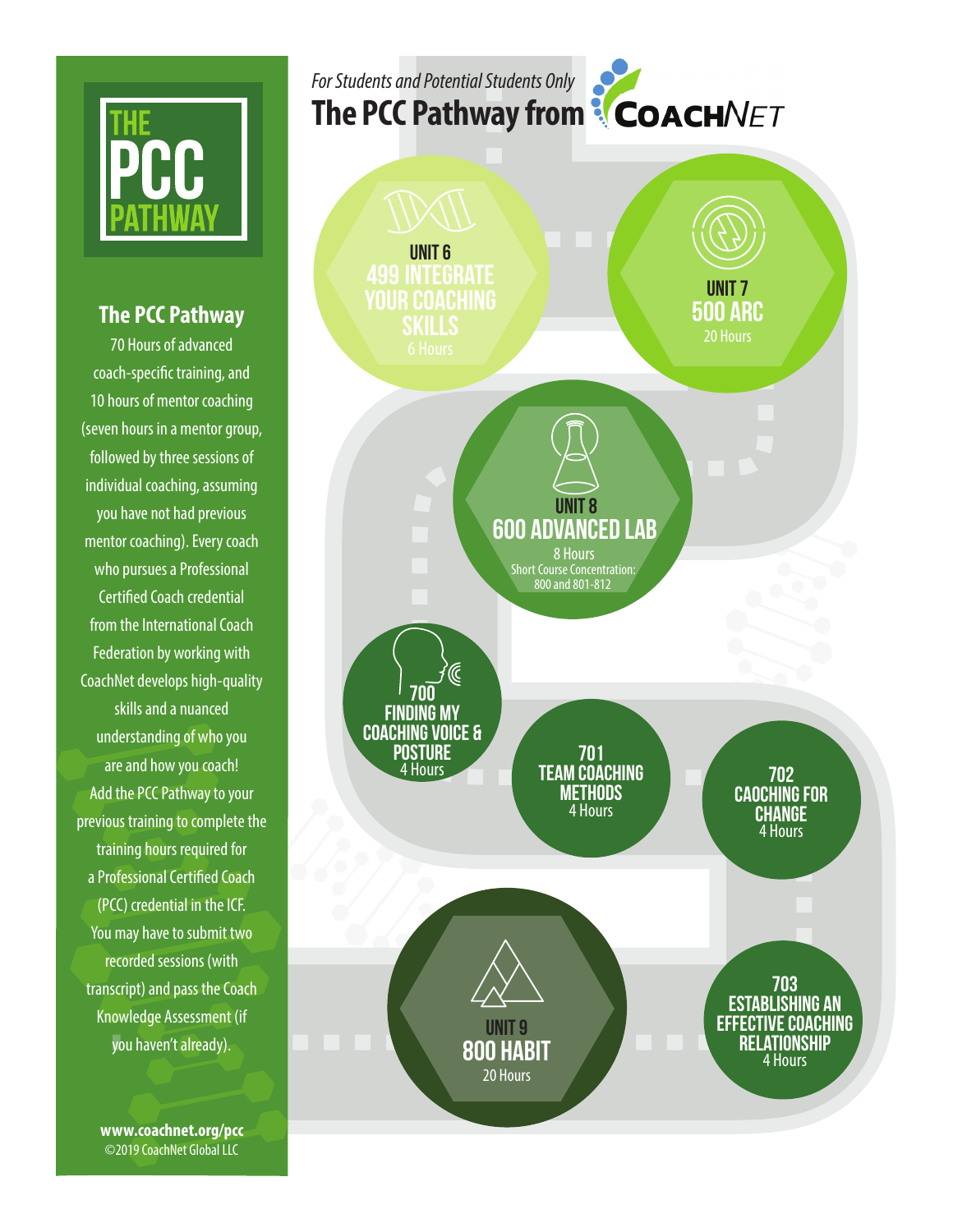*For Students and Potential Students Only*

# The PCC Pathway from CoachNet

THE PCC PATHWAY

## The PCC Pathway

70 Hours of advanced coach-specific training, and 10 hours of mentor coaching (seven hours in a mentor group, followed by three sessions of individual coaching, assuming you have not had previous mentor coaching). Every coach who pursues a Professional Certified Coach credential from the International Coach Federation by working with CoachNet develops high-quality skills and a nuanced understanding of who you are and how you coach! Add the PCC Pathway to your previous training to complete the training hours required for a Professional Certified Coach (PCC) credential in the ICF. You may have to submit two recorded sessions (with transcript) and pass the Coach Knowledge Assessment (if you haven't already).

**www.coachnet.org/pcc**
©2019 CoachNet Global LLC

---

**UNIT 6**
**499 INTEGRATE YOUR COACHING SKILLS**
6 Hours

**UNIT 7**
**500 ARC**
20 Hours

**UNIT 8**
**600 ADVANCED LAB**
8 Hours
Short Course Concentration: 800 and 801-812

**700**
**FINDING MY COACHING VOICE & POSTURE**
4 Hours

**701**
**TEAM COACHING METHODS**
4 Hours

**702**
**CAOCHING FOR CHANGE**
4 Hours

**703**
**ESTABLISHING AN EFFECTIVE COACHING RELATIONSHIP**
4 Hours

**UNIT 9**
**800 HABIT**
20 Hours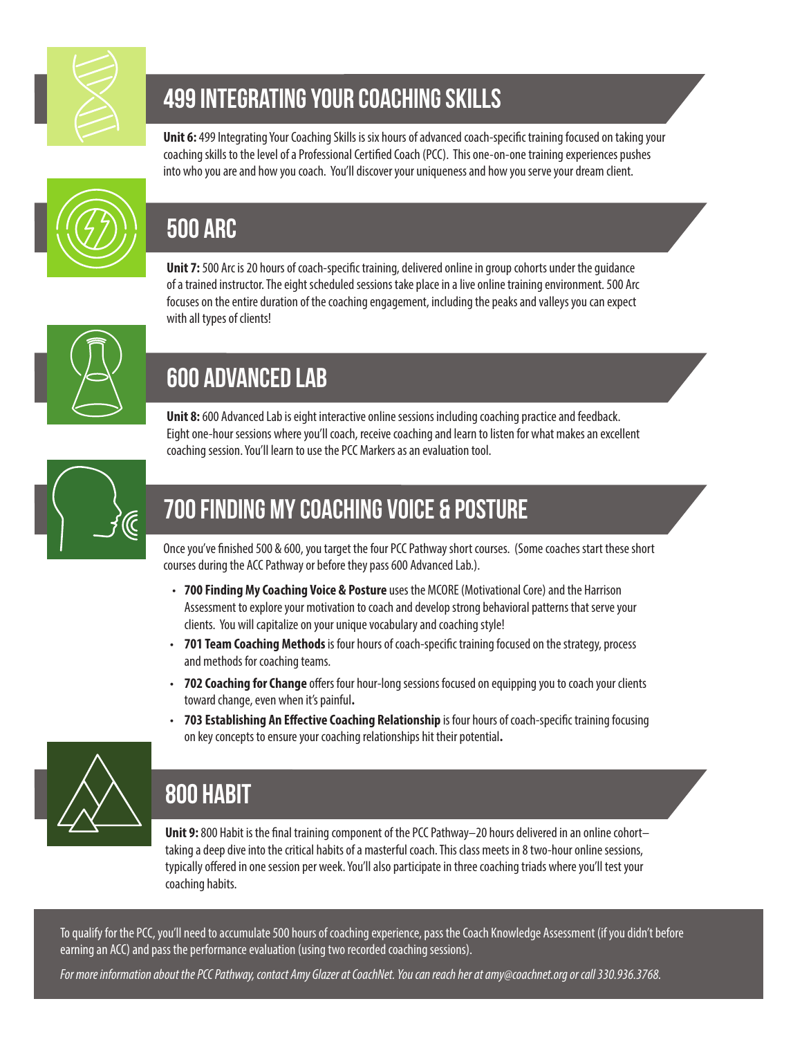## 499 INTEGRATING YOUR COACHING SKILLS

**Unit 6:** 499 Integrating Your Coaching Skills is six hours of advanced coach-specific training focused on taking your coaching skills to the level of a Professional Certified Coach (PCC). This one-on-one training experiences pushes into who you are and how you coach. You'll discover your uniqueness and how you serve your dream client.

## 500 ARC

**Unit 7:** 500 Arc is 20 hours of coach-specific training, delivered online in group cohorts under the guidance of a trained instructor. The eight scheduled sessions take place in a live online training environment. 500 Arc focuses on the entire duration of the coaching engagement, including the peaks and valleys you can expect with all types of clients!

## 600 ADVANCED LAB

**Unit 8:** 600 Advanced Lab is eight interactive online sessions including coaching practice and feedback. Eight one-hour sessions where you'll coach, receive coaching and learn to listen for what makes an excellent coaching session. You'll learn to use the PCC Markers as an evaluation tool.

## 700 FINDING MY COACHING VOICE & POSTURE

Once you've finished 500 & 600, you target the four PCC Pathway short courses. (Some coaches start these short courses during the ACC Pathway or before they pass 600 Advanced Lab.).

- **700 Finding My Coaching Voice & Posture** uses the MCORE (Motivational Core) and the Harrison Assessment to explore your motivation to coach and develop strong behavioral patterns that serve your clients. You will capitalize on your unique vocabulary and coaching style!
- **701 Team Coaching Methods** is four hours of coach-specific training focused on the strategy, process and methods for coaching teams.
- **702 Coaching for Change** offers four hour-long sessions focused on equipping you to coach your clients toward change, even when it's painful**.**
- **703 Establishing An Effective Coaching Relationship** is four hours of coach-specific training focusing on key concepts to ensure your coaching relationships hit their potential**.**

## 800 HABIT

**Unit 9:** 800 Habit is the final training component of the PCC Pathway–20 hours delivered in an online cohort–taking a deep dive into the critical habits of a masterful coach. This class meets in 8 two-hour online sessions, typically offered in one session per week. You'll also participate in three coaching triads where you'll test your coaching habits.

To qualify for the PCC, you'll need to accumulate 500 hours of coaching experience, pass the Coach Knowledge Assessment (if you didn't before earning an ACC) and pass the performance evaluation (using two recorded coaching sessions).

*For more information about the PCC Pathway, contact Amy Glazer at CoachNet. You can reach her at amy@coachnet.org or call 330.936.3768.*